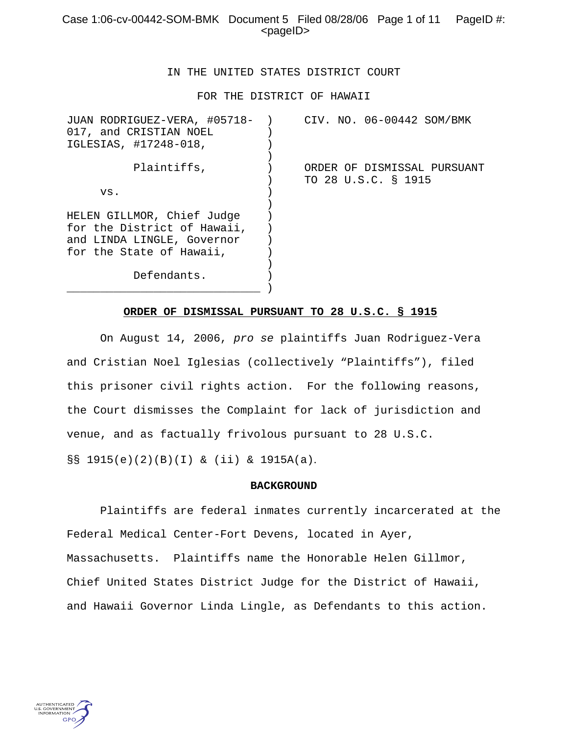IN THE UNITED STATES DISTRICT COURT

FOR THE DISTRICT OF HAWAII

| | | |
|---|---|---|
| JUAN RODRIGUEZ-VERA, #05718-017, and CRISTIAN NOEL IGLESIAS, #17248-018, Plaintiffs, vs. HELEN GILLMOR, Chief Judge for the District of Hawaii, and LINDA LINGLE, Governor for the State of Hawaii, Defendants. | ) | CIV. NO. 06-00442 SOM/BMK ORDER OF DISMISSAL PURSUANT TO 28 U.S.C. § 1915 |

**ORDER OF DISMISSAL PURSUANT TO 28 U.S.C. § 1915**

On August 14, 2006, *pro se* plaintiffs Juan Rodriguez-Vera and Cristian Noel Iglesias (collectively "Plaintiffs"), filed this prisoner civil rights action. For the following reasons, the Court dismisses the Complaint for lack of jurisdiction and venue, and as factually frivolous pursuant to 28 U.S.C. §§ 1915(e)(2)(B)(I) & (ii) & 1915A(a).

**BACKGROUND**

Plaintiffs are federal inmates currently incarcerated at the Federal Medical Center-Fort Devens, located in Ayer, Massachusetts. Plaintiffs name the Honorable Helen Gillmor, Chief United States District Judge for the District of Hawaii, and Hawaii Governor Linda Lingle, as Defendants to this action.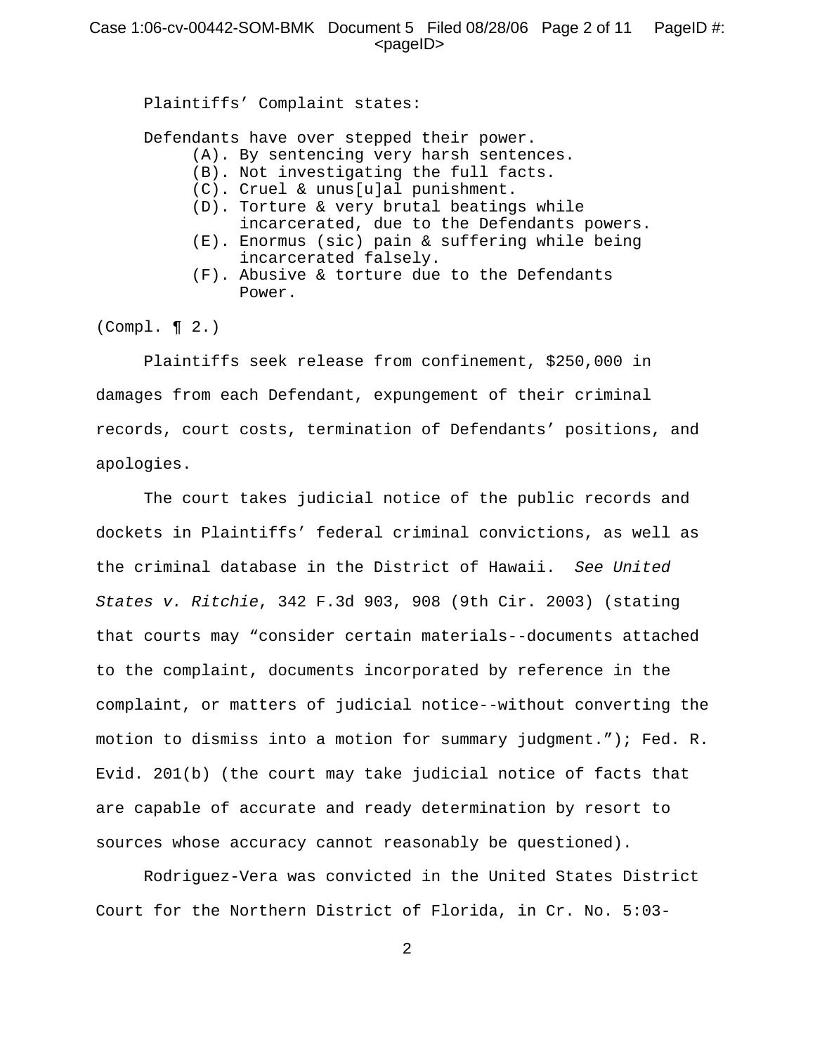Plaintiffs’ Complaint states:

> Defendants have over stepped their power.
>
> (A). By sentencing very harsh sentences.
> (B). Not investigating the full facts.
> (C). Cruel & unus[u]al punishment.
> (D). Torture & very brutal beatings while incarcerated, due to the Defendants powers.
> (E). Enormus (sic) pain & suffering while being incarcerated falsely.
> (F). Abusive & torture due to the Defendants Power.

(Compl. ¶ 2.)

Plaintiffs seek release from confinement, $250,000 in damages from each Defendant, expungement of their criminal records, court costs, termination of Defendants’ positions, and apologies.

The court takes judicial notice of the public records and dockets in Plaintiffs’ federal criminal convictions, as well as the criminal database in the District of Hawaii. *See United States v. Ritchie*, 342 F.3d 903, 908 (9th Cir. 2003) (stating that courts may “consider certain materials--documents attached to the complaint, documents incorporated by reference in the complaint, or matters of judicial notice--without converting the motion to dismiss into a motion for summary judgment.”); Fed. R. Evid. 201(b) (the court may take judicial notice of facts that are capable of accurate and ready determination by resort to sources whose accuracy cannot reasonably be questioned).

Rodriguez-Vera was convicted in the United States District Court for the Northern District of Florida, in Cr. No. 5:03-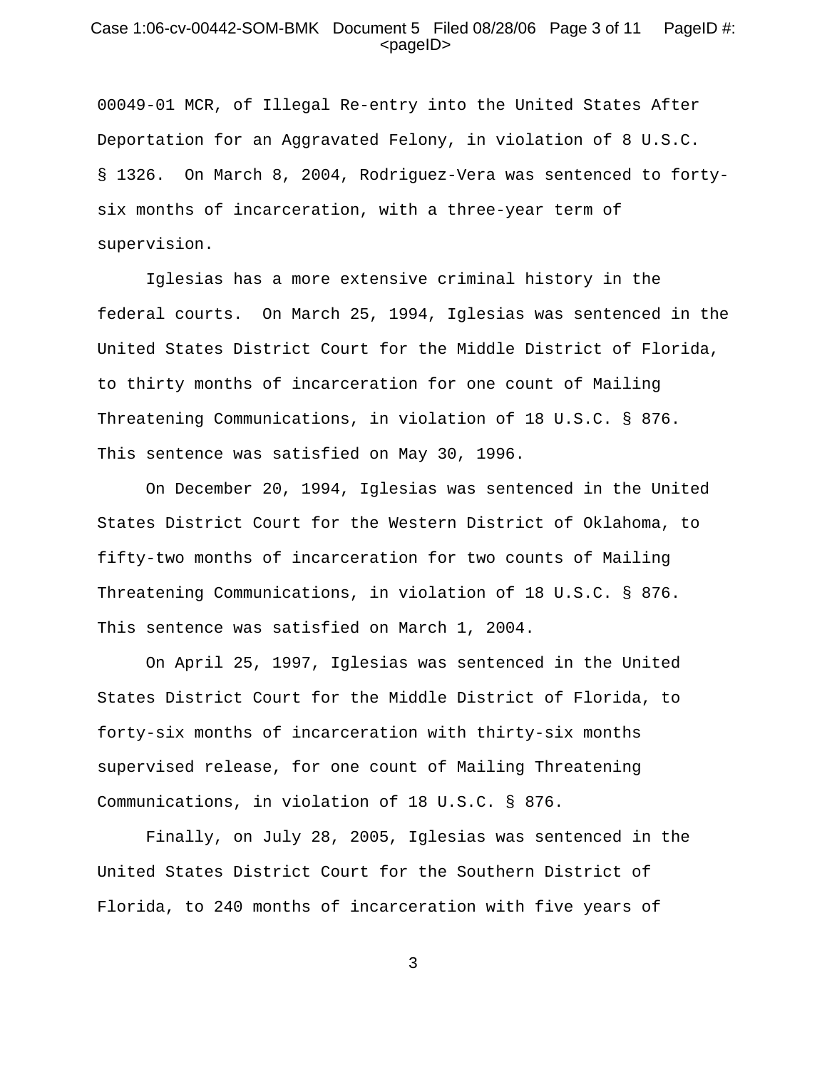00049-01 MCR, of Illegal Re-entry into the United States After Deportation for an Aggravated Felony, in violation of 8 U.S.C. § 1326. On March 8, 2004, Rodriguez-Vera was sentenced to forty-six months of incarceration, with a three-year term of supervision.

Iglesias has a more extensive criminal history in the federal courts. On March 25, 1994, Iglesias was sentenced in the United States District Court for the Middle District of Florida, to thirty months of incarceration for one count of Mailing Threatening Communications, in violation of 18 U.S.C. § 876. This sentence was satisfied on May 30, 1996.

On December 20, 1994, Iglesias was sentenced in the United States District Court for the Western District of Oklahoma, to fifty-two months of incarceration for two counts of Mailing Threatening Communications, in violation of 18 U.S.C. § 876. This sentence was satisfied on March 1, 2004.

On April 25, 1997, Iglesias was sentenced in the United States District Court for the Middle District of Florida, to forty-six months of incarceration with thirty-six months supervised release, for one count of Mailing Threatening Communications, in violation of 18 U.S.C. § 876.

Finally, on July 28, 2005, Iglesias was sentenced in the United States District Court for the Southern District of Florida, to 240 months of incarceration with five years of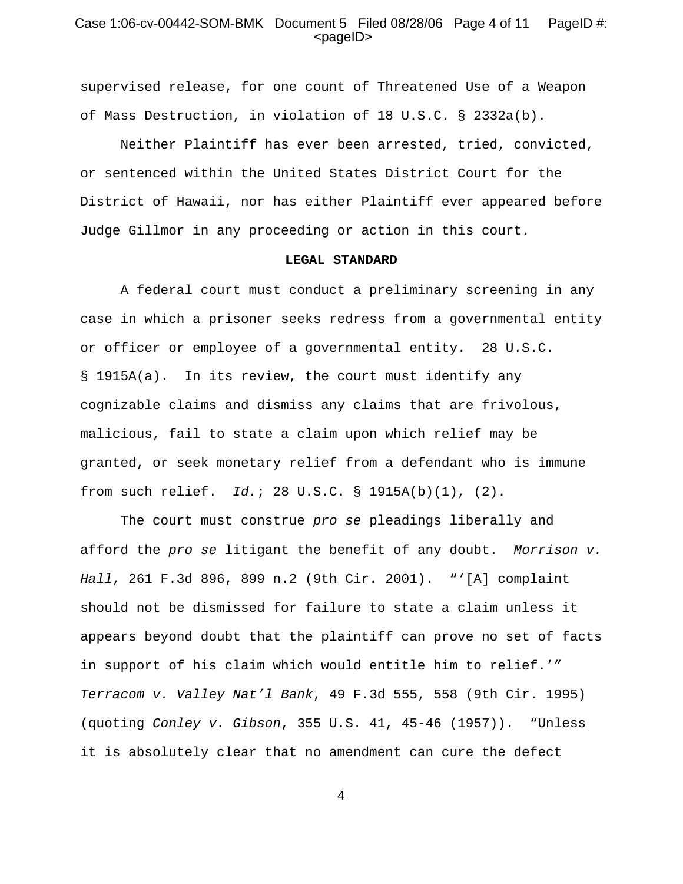supervised release, for one count of Threatened Use of a Weapon of Mass Destruction, in violation of 18 U.S.C. § 2332a(b).

Neither Plaintiff has ever been arrested, tried, convicted, or sentenced within the United States District Court for the District of Hawaii, nor has either Plaintiff ever appeared before Judge Gillmor in any proceeding or action in this court.

**LEGAL STANDARD**

A federal court must conduct a preliminary screening in any case in which a prisoner seeks redress from a governmental entity or officer or employee of a governmental entity. 28 U.S.C. § 1915A(a). In its review, the court must identify any cognizable claims and dismiss any claims that are frivolous, malicious, fail to state a claim upon which relief may be granted, or seek monetary relief from a defendant who is immune from such relief. *Id.*; 28 U.S.C. § 1915A(b)(1), (2).

The court must construe *pro se* pleadings liberally and afford the *pro se* litigant the benefit of any doubt. *Morrison v. Hall*, 261 F.3d 896, 899 n.2 (9th Cir. 2001). "'[A] complaint should not be dismissed for failure to state a claim unless it appears beyond doubt that the plaintiff can prove no set of facts in support of his claim which would entitle him to relief.'" *Terracom v. Valley Nat'l Bank*, 49 F.3d 555, 558 (9th Cir. 1995) (quoting *Conley v. Gibson*, 355 U.S. 41, 45-46 (1957)). "Unless it is absolutely clear that no amendment can cure the defect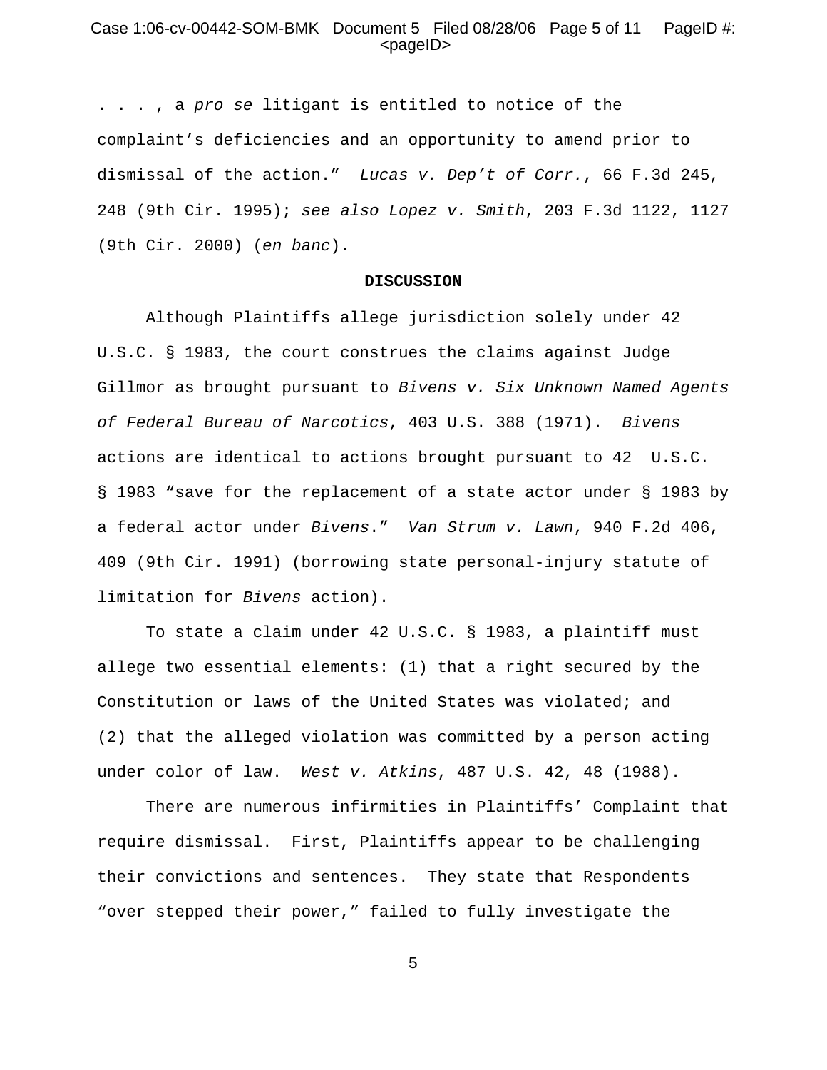. . . , a *pro se* litigant is entitled to notice of the complaint's deficiencies and an opportunity to amend prior to dismissal of the action." *Lucas v. Dep't of Corr.*, 66 F.3d 245, 248 (9th Cir. 1995); *see also Lopez v. Smith*, 203 F.3d 1122, 1127 (9th Cir. 2000) (*en banc*).

**DISCUSSION**

Although Plaintiffs allege jurisdiction solely under 42 U.S.C. § 1983, the court construes the claims against Judge Gillmor as brought pursuant to *Bivens v. Six Unknown Named Agents of Federal Bureau of Narcotics*, 403 U.S. 388 (1971). *Bivens* actions are identical to actions brought pursuant to 42 U.S.C. § 1983 "save for the replacement of a state actor under § 1983 by a federal actor under *Bivens*." *Van Strum v. Lawn*, 940 F.2d 406, 409 (9th Cir. 1991) (borrowing state personal-injury statute of limitation for *Bivens* action).

To state a claim under 42 U.S.C. § 1983, a plaintiff must allege two essential elements: (1) that a right secured by the Constitution or laws of the United States was violated; and (2) that the alleged violation was committed by a person acting under color of law. *West v. Atkins*, 487 U.S. 42, 48 (1988).

There are numerous infirmities in Plaintiffs' Complaint that require dismissal. First, Plaintiffs appear to be challenging their convictions and sentences. They state that Respondents "over stepped their power," failed to fully investigate the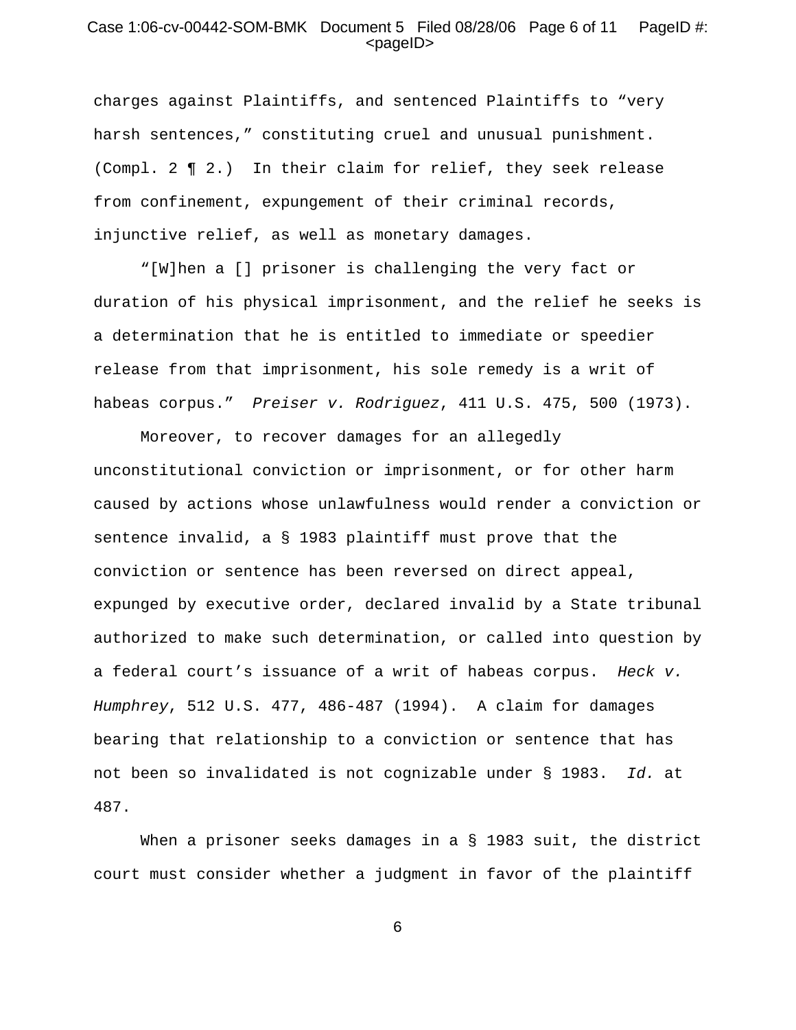charges against Plaintiffs, and sentenced Plaintiffs to "very harsh sentences," constituting cruel and unusual punishment. (Compl. 2 ¶ 2.) In their claim for relief, they seek release from confinement, expungement of their criminal records, injunctive relief, as well as monetary damages.

"[W]hen a [] prisoner is challenging the very fact or duration of his physical imprisonment, and the relief he seeks is a determination that he is entitled to immediate or speedier release from that imprisonment, his sole remedy is a writ of habeas corpus." *Preiser v. Rodriguez*, 411 U.S. 475, 500 (1973).

Moreover, to recover damages for an allegedly unconstitutional conviction or imprisonment, or for other harm caused by actions whose unlawfulness would render a conviction or sentence invalid, a § 1983 plaintiff must prove that the conviction or sentence has been reversed on direct appeal, expunged by executive order, declared invalid by a State tribunal authorized to make such determination, or called into question by a federal court's issuance of a writ of habeas corpus. *Heck v. Humphrey*, 512 U.S. 477, 486-487 (1994). A claim for damages bearing that relationship to a conviction or sentence that has not been so invalidated is not cognizable under § 1983. *Id.* at 487.

When a prisoner seeks damages in a § 1983 suit, the district court must consider whether a judgment in favor of the plaintiff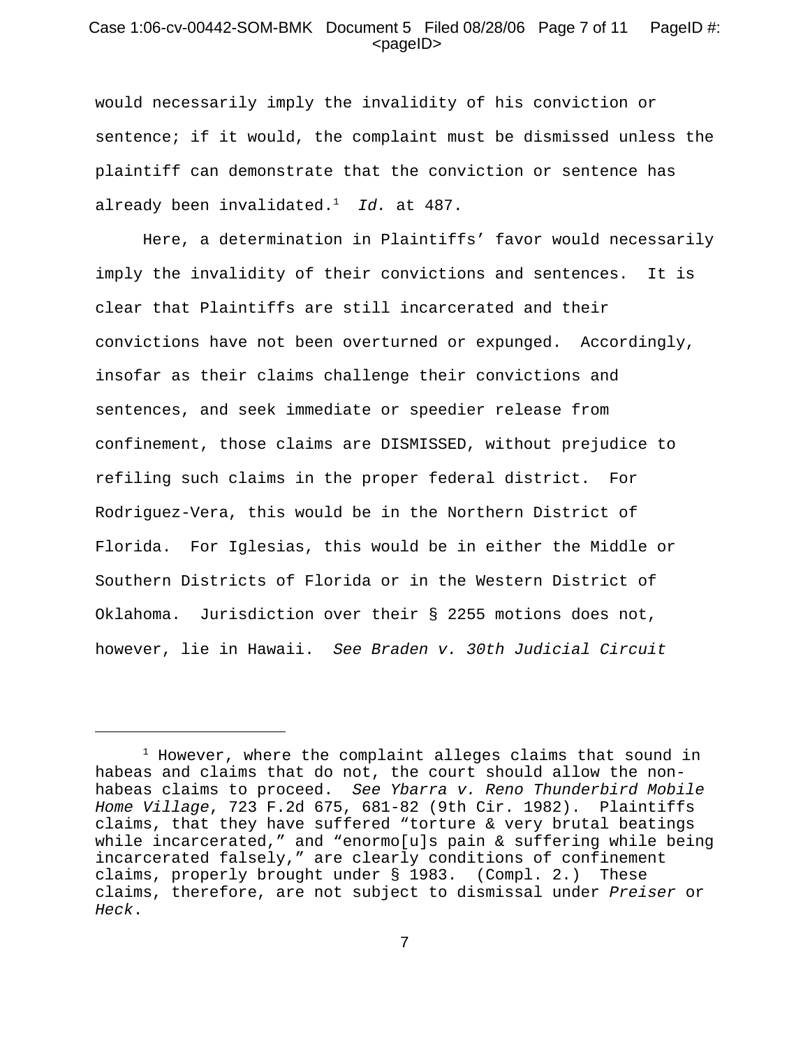would necessarily imply the invalidity of his conviction or sentence; if it would, the complaint must be dismissed unless the plaintiff can demonstrate that the conviction or sentence has already been invalidated.[1] *Id.* at 487.

Here, a determination in Plaintiffs' favor would necessarily imply the invalidity of their convictions and sentences. It is clear that Plaintiffs are still incarcerated and their convictions have not been overturned or expunged. Accordingly, insofar as their claims challenge their convictions and sentences, and seek immediate or speedier release from confinement, those claims are DISMISSED, without prejudice to refiling such claims in the proper federal district. For Rodriguez-Vera, this would be in the Northern District of Florida. For Iglesias, this would be in either the Middle or Southern Districts of Florida or in the Western District of Oklahoma. Jurisdiction over their § 2255 motions does not, however, lie in Hawaii. *See Braden v. 30th Judicial Circuit*

---

[1] However, where the complaint alleges claims that sound in habeas and claims that do not, the court should allow the non-habeas claims to proceed. *See Ybarra v. Reno Thunderbird Mobile Home Village*, 723 F.2d 675, 681-82 (9th Cir. 1982). Plaintiffs claims, that they have suffered "torture & very brutal beatings while incarcerated," and "enormo[u]s pain & suffering while being incarcerated falsely," are clearly conditions of confinement claims, properly brought under § 1983. (Compl. 2.) These claims, therefore, are not subject to dismissal under *Preiser* or *Heck*.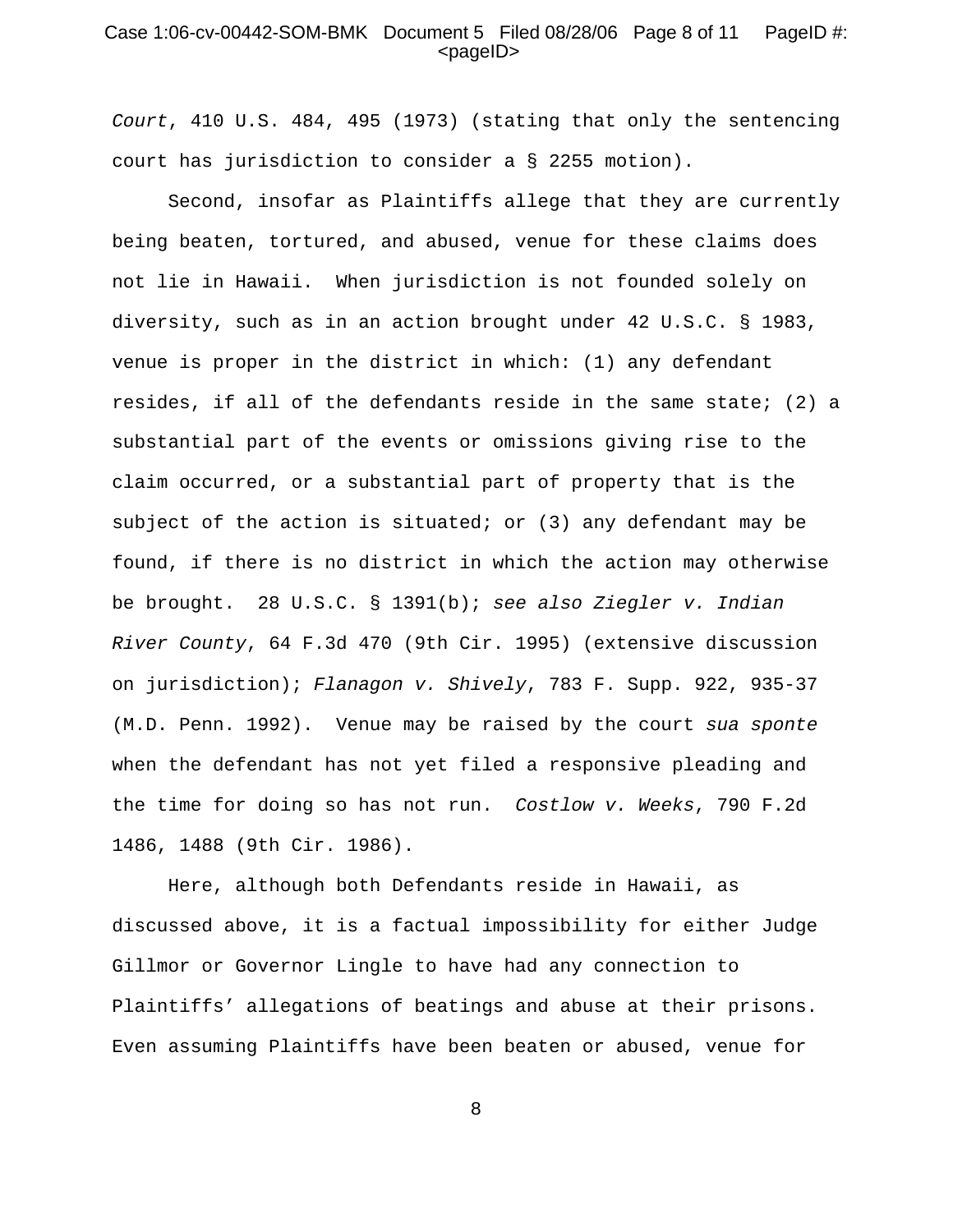*Court*, 410 U.S. 484, 495 (1973) (stating that only the sentencing court has jurisdiction to consider a § 2255 motion).

Second, insofar as Plaintiffs allege that they are currently being beaten, tortured, and abused, venue for these claims does not lie in Hawaii. When jurisdiction is not founded solely on diversity, such as in an action brought under 42 U.S.C. § 1983, venue is proper in the district in which: (1) any defendant resides, if all of the defendants reside in the same state; (2) a substantial part of the events or omissions giving rise to the claim occurred, or a substantial part of property that is the subject of the action is situated; or (3) any defendant may be found, if there is no district in which the action may otherwise be brought. 28 U.S.C. § 1391(b); *see also Ziegler v. Indian River County*, 64 F.3d 470 (9th Cir. 1995) (extensive discussion on jurisdiction); *Flanagon v. Shively*, 783 F. Supp. 922, 935-37 (M.D. Penn. 1992). Venue may be raised by the court *sua sponte* when the defendant has not yet filed a responsive pleading and the time for doing so has not run. *Costlow v. Weeks*, 790 F.2d 1486, 1488 (9th Cir. 1986).

Here, although both Defendants reside in Hawaii, as discussed above, it is a factual impossibility for either Judge Gillmor or Governor Lingle to have had any connection to Plaintiffs' allegations of beatings and abuse at their prisons. Even assuming Plaintiffs have been beaten or abused, venue for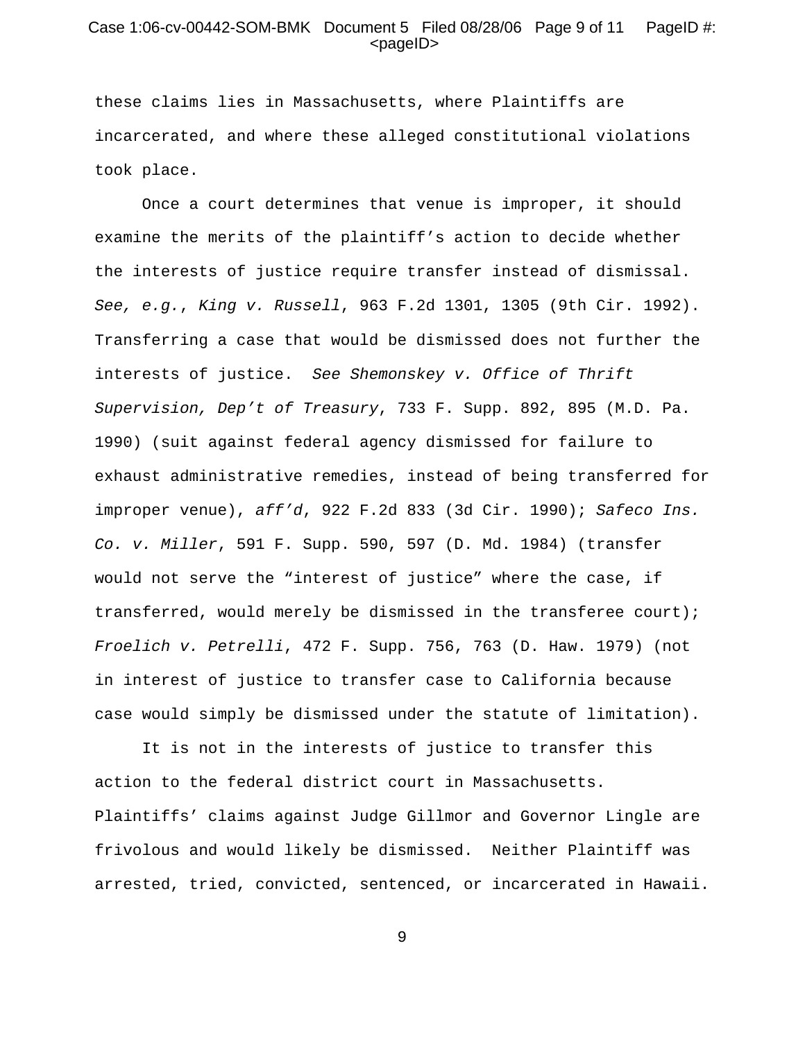these claims lies in Massachusetts, where Plaintiffs are incarcerated, and where these alleged constitutional violations took place.

Once a court determines that venue is improper, it should examine the merits of the plaintiff's action to decide whether the interests of justice require transfer instead of dismissal. *See, e.g.*, *King v. Russell*, 963 F.2d 1301, 1305 (9th Cir. 1992). Transferring a case that would be dismissed does not further the interests of justice. *See Shemonskey v. Office of Thrift Supervision, Dep't of Treasury*, 733 F. Supp. 892, 895 (M.D. Pa. 1990) (suit against federal agency dismissed for failure to exhaust administrative remedies, instead of being transferred for improper venue), *aff'd*, 922 F.2d 833 (3d Cir. 1990); *Safeco Ins. Co. v. Miller*, 591 F. Supp. 590, 597 (D. Md. 1984) (transfer would not serve the "interest of justice" where the case, if transferred, would merely be dismissed in the transferee court); *Froelich v. Petrelli*, 472 F. Supp. 756, 763 (D. Haw. 1979) (not in interest of justice to transfer case to California because case would simply be dismissed under the statute of limitation).

It is not in the interests of justice to transfer this action to the federal district court in Massachusetts. Plaintiffs' claims against Judge Gillmor and Governor Lingle are frivolous and would likely be dismissed. Neither Plaintiff was arrested, tried, convicted, sentenced, or incarcerated in Hawaii.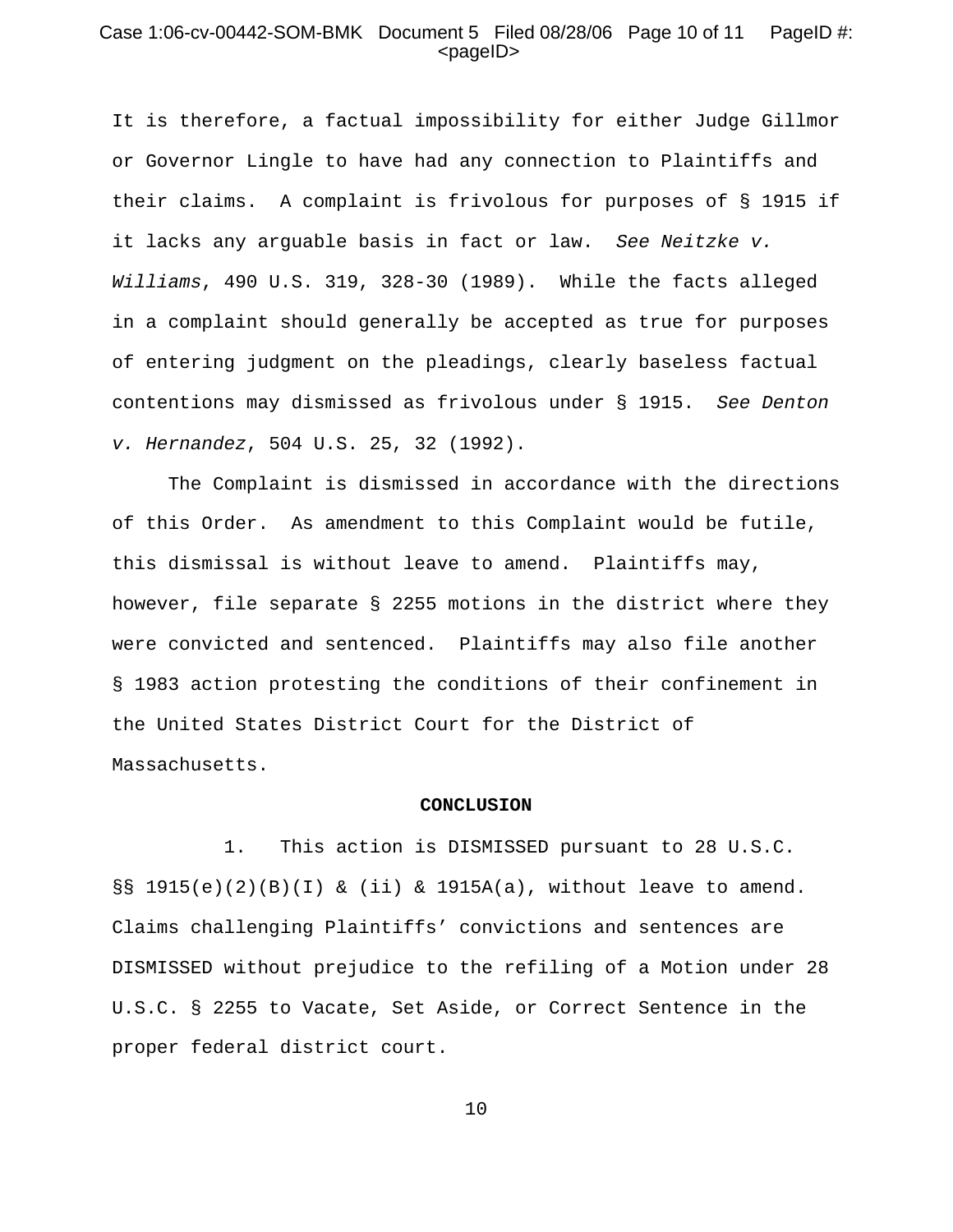It is therefore, a factual impossibility for either Judge Gillmor or Governor Lingle to have had any connection to Plaintiffs and their claims. A complaint is frivolous for purposes of § 1915 if it lacks any arguable basis in fact or law. *See Neitzke v. Williams*, 490 U.S. 319, 328-30 (1989). While the facts alleged in a complaint should generally be accepted as true for purposes of entering judgment on the pleadings, clearly baseless factual contentions may dismissed as frivolous under § 1915. *See Denton v. Hernandez*, 504 U.S. 25, 32 (1992).

The Complaint is dismissed in accordance with the directions of this Order. As amendment to this Complaint would be futile, this dismissal is without leave to amend. Plaintiffs may, however, file separate § 2255 motions in the district where they were convicted and sentenced. Plaintiffs may also file another § 1983 action protesting the conditions of their confinement in the United States District Court for the District of Massachusetts.

**CONCLUSION**

1. This action is DISMISSED pursuant to 28 U.S.C. §§ 1915(e)(2)(B)(I) & (ii) & 1915A(a), without leave to amend. Claims challenging Plaintiffs' convictions and sentences are DISMISSED without prejudice to the refiling of a Motion under 28 U.S.C. § 2255 to Vacate, Set Aside, or Correct Sentence in the proper federal district court.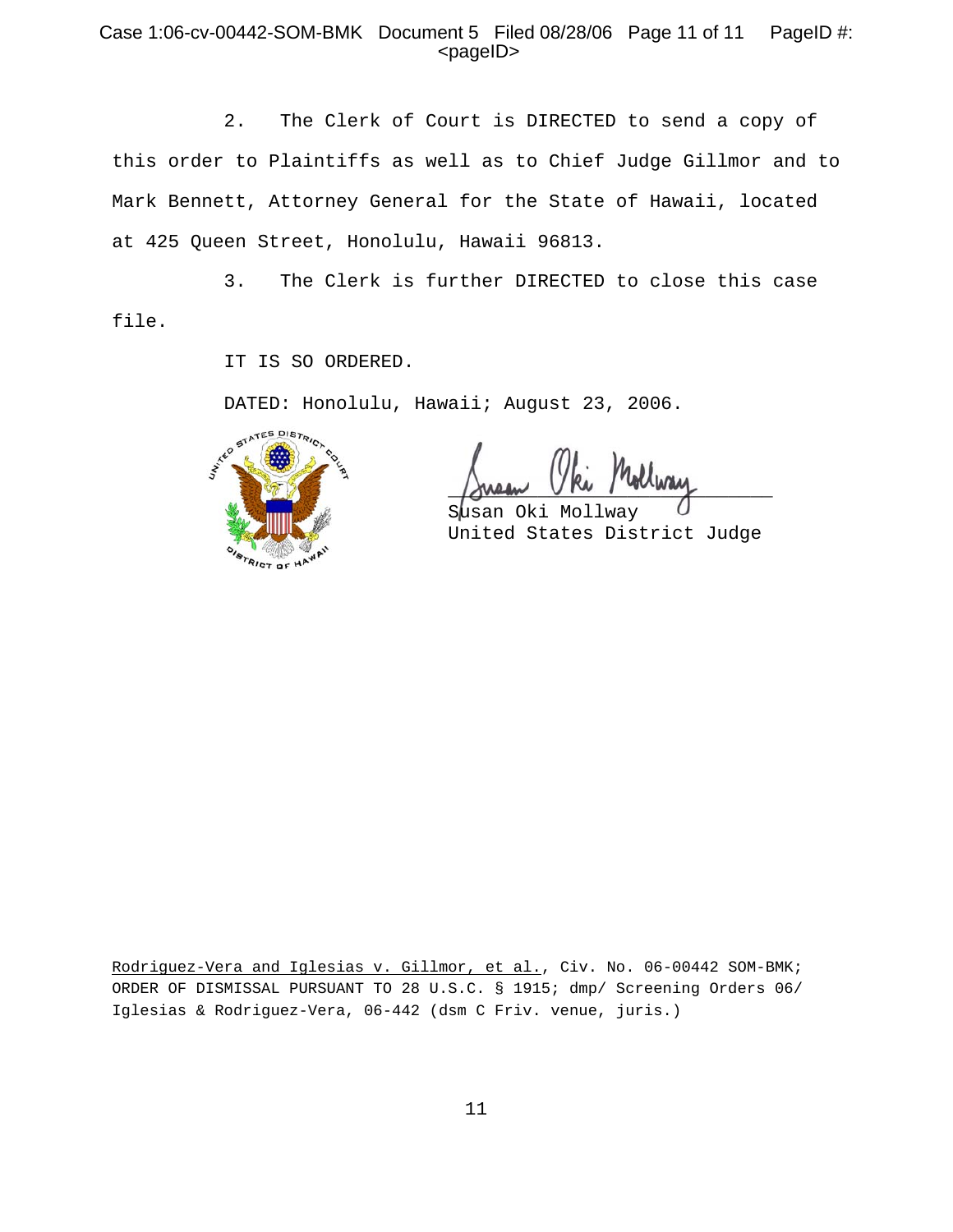2. The Clerk of Court is DIRECTED to send a copy of this order to Plaintiffs as well as to Chief Judge Gillmor and to Mark Bennett, Attorney General for the State of Hawaii, located at 425 Queen Street, Honolulu, Hawaii 96813.

3. The Clerk is further DIRECTED to close this case file.

IT IS SO ORDERED.

DATED: Honolulu, Hawaii; August 23, 2006.

Susan Oki Mollway
United States District Judge

Rodriguez-Vera and Iglesias v. Gillmor, et al., Civ. No. 06-00442 SOM-BMK; ORDER OF DISMISSAL PURSUANT TO 28 U.S.C. § 1915; dmp/ Screening Orders 06/ Iglesias & Rodriguez-Vera, 06-442 (dsm C Friv. venue, juris.)